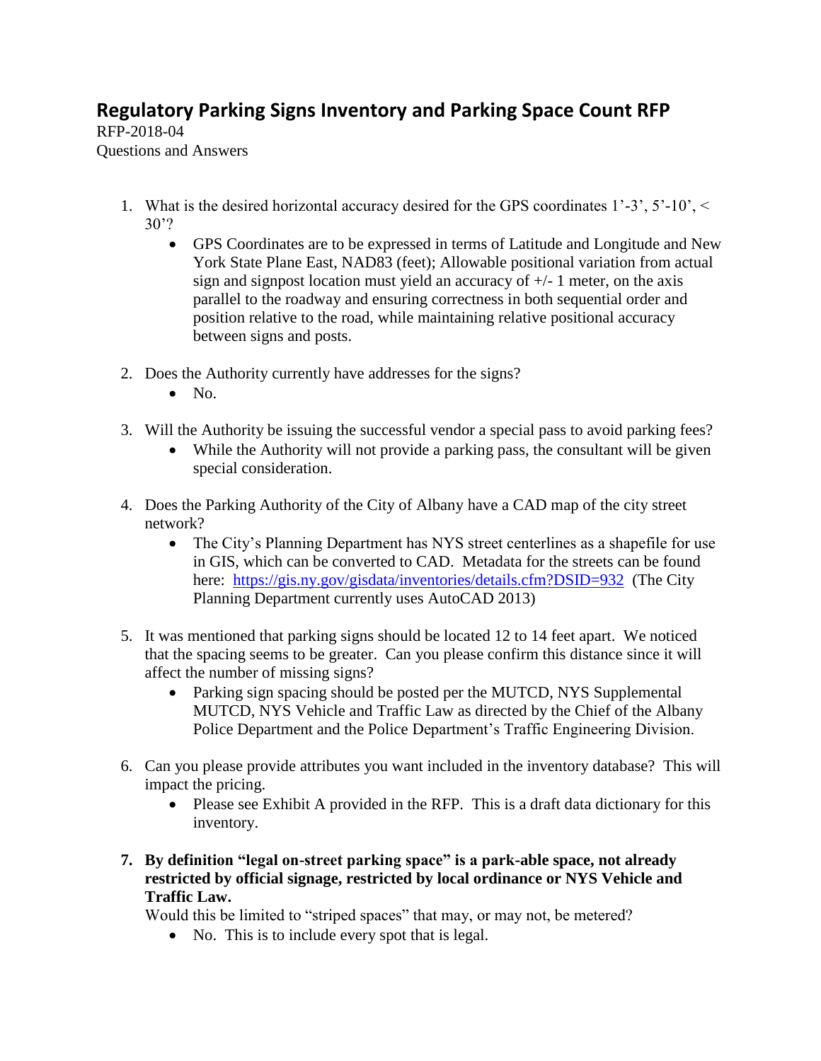# Regulatory Parking Signs Inventory and Parking Space Count RFP

RFP-2018-04
Questions and Answers

1. What is the desired horizontal accuracy desired for the GPS coordinates 1'-3', 5'-10', < 30'?
   - GPS Coordinates are to be expressed in terms of Latitude and Longitude and New York State Plane East, NAD83 (feet); Allowable positional variation from actual sign and signpost location must yield an accuracy of +/- 1 meter, on the axis parallel to the roadway and ensuring correctness in both sequential order and position relative to the road, while maintaining relative positional accuracy between signs and posts.

2. Does the Authority currently have addresses for the signs?
   - No.

3. Will the Authority be issuing the successful vendor a special pass to avoid parking fees?
   - While the Authority will not provide a parking pass, the consultant will be given special consideration.

4. Does the Parking Authority of the City of Albany have a CAD map of the city street network?
   - The City's Planning Department has NYS street centerlines as a shapefile for use in GIS, which can be converted to CAD. Metadata for the streets can be found here: https://gis.ny.gov/gisdata/inventories/details.cfm?DSID=932 (The City Planning Department currently uses AutoCAD 2013)

5. It was mentioned that parking signs should be located 12 to 14 feet apart. We noticed that the spacing seems to be greater. Can you please confirm this distance since it will affect the number of missing signs?
   - Parking sign spacing should be posted per the MUTCD, NYS Supplemental MUTCD, NYS Vehicle and Traffic Law as directed by the Chief of the Albany Police Department and the Police Department's Traffic Engineering Division.

6. Can you please provide attributes you want included in the inventory database? This will impact the pricing.
   - Please see Exhibit A provided in the RFP. This is a draft data dictionary for this inventory.

7. **By definition "legal on-street parking space" is a park-able space, not already restricted by official signage, restricted by local ordinance or NYS Vehicle and Traffic Law.**

   Would this be limited to "striped spaces" that may, or may not, be metered?
   - No. This is to include every spot that is legal.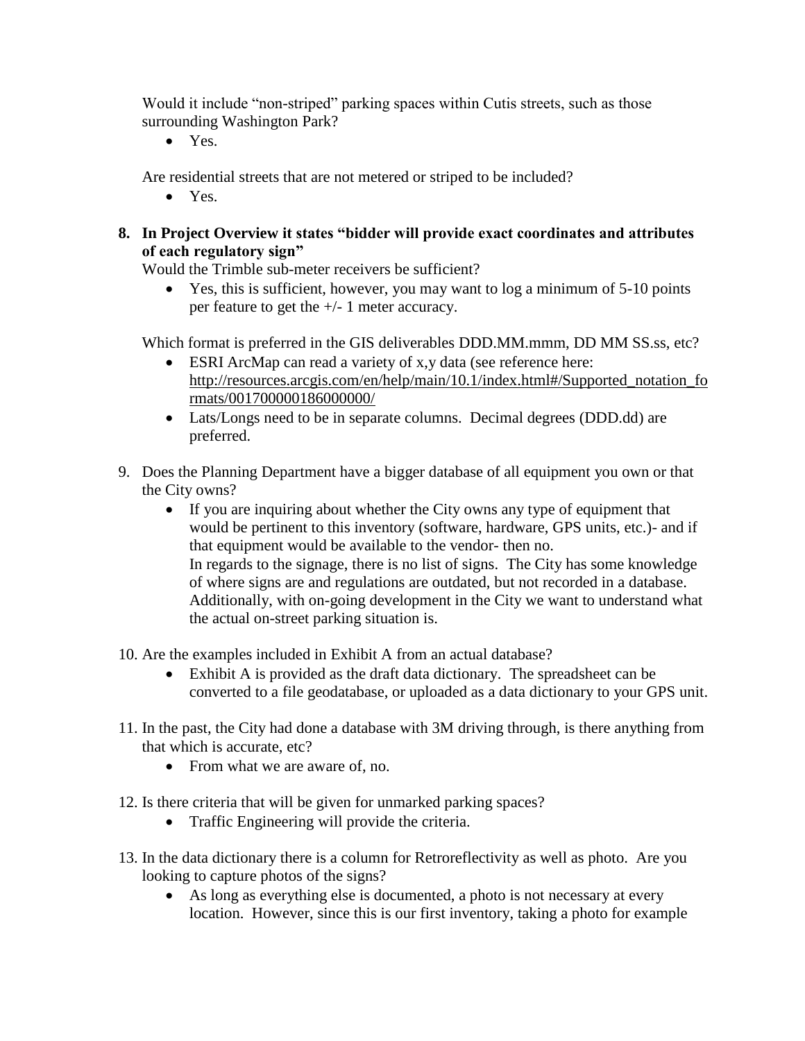Would it include "non-striped" parking spaces within Cutis streets, such as those surrounding Washington Park?

- Yes.

Are residential streets that are not metered or striped to be included?

- Yes.

8. **In Project Overview it states "bidder will provide exact coordinates and attributes of each regulatory sign"**

   Would the Trimble sub-meter receivers be sufficient?

   - Yes, this is sufficient, however, you may want to log a minimum of 5-10 points per feature to get the +/- 1 meter accuracy.

   Which format is preferred in the GIS deliverables DDD.MM.mmm, DD MM SS.ss, etc?

   - ESRI ArcMap can read a variety of x,y data (see reference here: http://resources.arcgis.com/en/help/main/10.1/index.html#/Supported_notation_formats/001700000186000000/
   - Lats/Longs need to be in separate columns. Decimal degrees (DDD.dd) are preferred.

9. Does the Planning Department have a bigger database of all equipment you own or that the City owns?

   - If you are inquiring about whether the City owns any type of equipment that would be pertinent to this inventory (software, hardware, GPS units, etc.)- and if that equipment would be available to the vendor- then no.
     In regards to the signage, there is no list of signs. The City has some knowledge of where signs are and regulations are outdated, but not recorded in a database. Additionally, with on-going development in the City we want to understand what the actual on-street parking situation is.

10. Are the examples included in Exhibit A from an actual database?

    - Exhibit A is provided as the draft data dictionary. The spreadsheet can be converted to a file geodatabase, or uploaded as a data dictionary to your GPS unit.

11. In the past, the City had done a database with 3M driving through, is there anything from that which is accurate, etc?

    - From what we are aware of, no.

12. Is there criteria that will be given for unmarked parking spaces?

    - Traffic Engineering will provide the criteria.

13. In the data dictionary there is a column for Retroreflectivity as well as photo. Are you looking to capture photos of the signs?

    - As long as everything else is documented, a photo is not necessary at every location. However, since this is our first inventory, taking a photo for example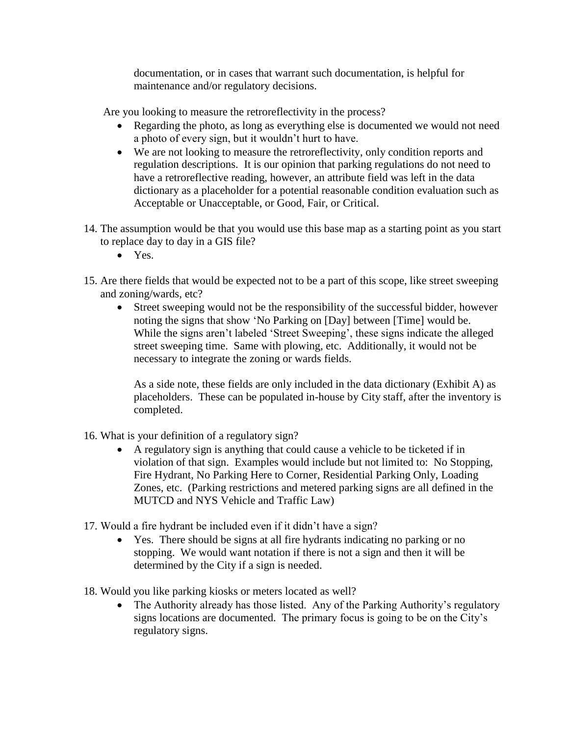documentation, or in cases that warrant such documentation, is helpful for maintenance and/or regulatory decisions.

Are you looking to measure the retroreflectivity in the process?

- Regarding the photo, as long as everything else is documented we would not need a photo of every sign, but it wouldn't hurt to have.
- We are not looking to measure the retroreflectivity, only condition reports and regulation descriptions. It is our opinion that parking regulations do not need to have a retroreflective reading, however, an attribute field was left in the data dictionary as a placeholder for a potential reasonable condition evaluation such as Acceptable or Unacceptable, or Good, Fair, or Critical.

14. The assumption would be that you would use this base map as a starting point as you start to replace day to day in a GIS file?
    - Yes.

15. Are there fields that would be expected not to be a part of this scope, like street sweeping and zoning/wards, etc?
    - Street sweeping would not be the responsibility of the successful bidder, however noting the signs that show 'No Parking on [Day] between [Time] would be. While the signs aren't labeled 'Street Sweeping', these signs indicate the alleged street sweeping time. Same with plowing, etc. Additionally, it would not be necessary to integrate the zoning or wards fields.

      As a side note, these fields are only included in the data dictionary (Exhibit A) as placeholders. These can be populated in-house by City staff, after the inventory is completed.

16. What is your definition of a regulatory sign?
    - A regulatory sign is anything that could cause a vehicle to be ticketed if in violation of that sign. Examples would include but not limited to: No Stopping, Fire Hydrant, No Parking Here to Corner, Residential Parking Only, Loading Zones, etc. (Parking restrictions and metered parking signs are all defined in the MUTCD and NYS Vehicle and Traffic Law)

17. Would a fire hydrant be included even if it didn't have a sign?
    - Yes. There should be signs at all fire hydrants indicating no parking or no stopping. We would want notation if there is not a sign and then it will be determined by the City if a sign is needed.

18. Would you like parking kiosks or meters located as well?
    - The Authority already has those listed. Any of the Parking Authority's regulatory signs locations are documented. The primary focus is going to be on the City's regulatory signs.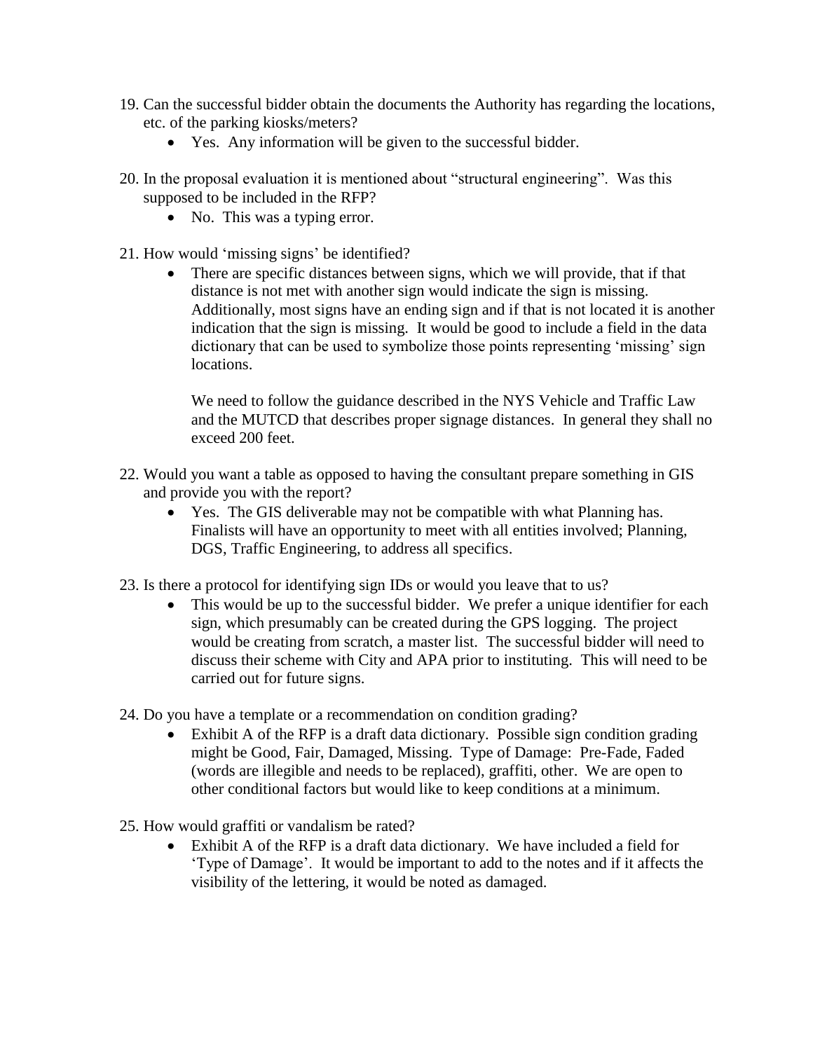19. Can the successful bidder obtain the documents the Authority has regarding the locations, etc. of the parking kiosks/meters?
    - Yes.  Any information will be given to the successful bidder.

20. In the proposal evaluation it is mentioned about "structural engineering".  Was this supposed to be included in the RFP?
    - No.  This was a typing error.

21. How would 'missing signs' be identified?
    - There are specific distances between signs, which we will provide, that if that distance is not met with another sign would indicate the sign is missing. Additionally, most signs have an ending sign and if that is not located it is another indication that the sign is missing.  It would be good to include a field in the data dictionary that can be used to symbolize those points representing 'missing' sign locations.

      We need to follow the guidance described in the NYS Vehicle and Traffic Law and the MUTCD that describes proper signage distances.  In general they shall no exceed 200 feet.

22. Would you want a table as opposed to having the consultant prepare something in GIS and provide you with the report?
    - Yes.  The GIS deliverable may not be compatible with what Planning has. Finalists will have an opportunity to meet with all entities involved; Planning, DGS, Traffic Engineering, to address all specifics.

23. Is there a protocol for identifying sign IDs or would you leave that to us?
    - This would be up to the successful bidder.  We prefer a unique identifier for each sign, which presumably can be created during the GPS logging.  The project would be creating from scratch, a master list.  The successful bidder will need to discuss their scheme with City and APA prior to instituting.  This will need to be carried out for future signs.

24. Do you have a template or a recommendation on condition grading?
    - Exhibit A of the RFP is a draft data dictionary.  Possible sign condition grading might be Good, Fair, Damaged, Missing.  Type of Damage:  Pre-Fade, Faded (words are illegible and needs to be replaced), graffiti, other.  We are open to other conditional factors but would like to keep conditions at a minimum.

25. How would graffiti or vandalism be rated?
    - Exhibit A of the RFP is a draft data dictionary.  We have included a field for 'Type of Damage'.  It would be important to add to the notes and if it affects the visibility of the lettering, it would be noted as damaged.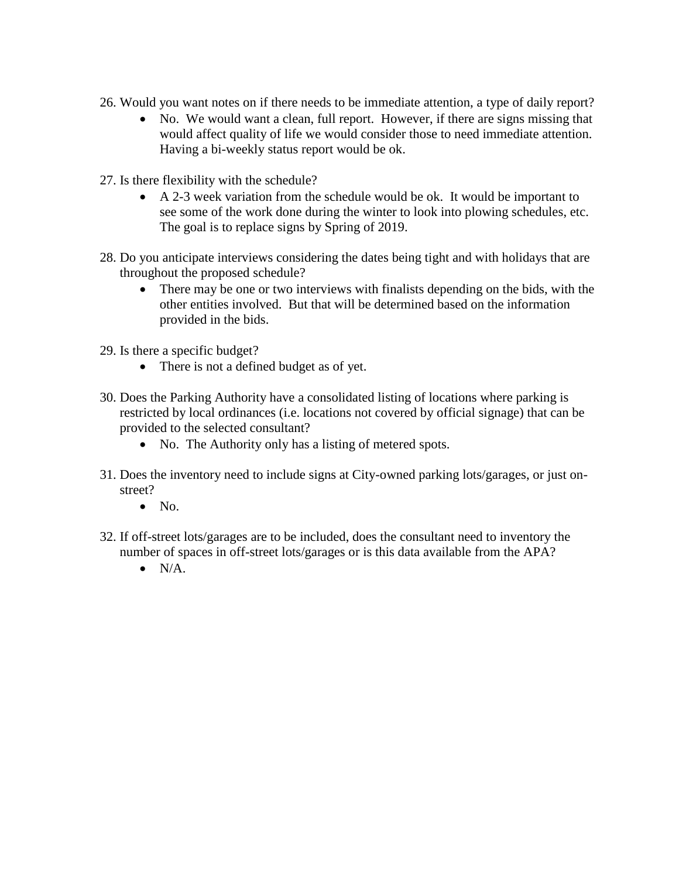26. Would you want notes on if there needs to be immediate attention, a type of daily report?
    - No. We would want a clean, full report. However, if there are signs missing that would affect quality of life we would consider those to need immediate attention. Having a bi-weekly status report would be ok.

27. Is there flexibility with the schedule?
    - A 2-3 week variation from the schedule would be ok. It would be important to see some of the work done during the winter to look into plowing schedules, etc. The goal is to replace signs by Spring of 2019.

28. Do you anticipate interviews considering the dates being tight and with holidays that are throughout the proposed schedule?
    - There may be one or two interviews with finalists depending on the bids, with the other entities involved. But that will be determined based on the information provided in the bids.

29. Is there a specific budget?
    - There is not a defined budget as of yet.

30. Does the Parking Authority have a consolidated listing of locations where parking is restricted by local ordinances (i.e. locations not covered by official signage) that can be provided to the selected consultant?
    - No. The Authority only has a listing of metered spots.

31. Does the inventory need to include signs at City-owned parking lots/garages, or just on-street?
    - No.

32. If off-street lots/garages are to be included, does the consultant need to inventory the number of spaces in off-street lots/garages or is this data available from the APA?
    - N/A.